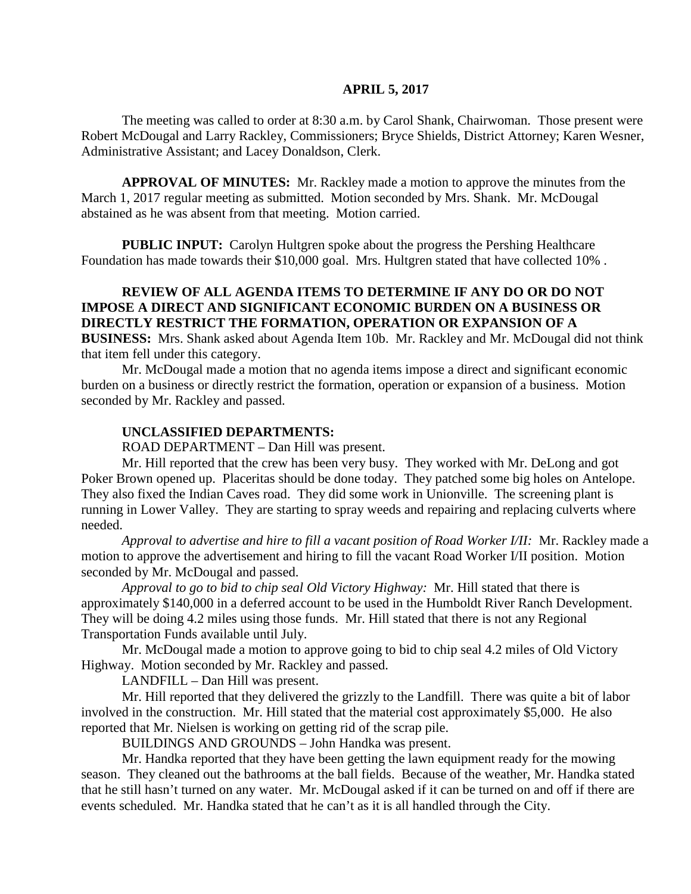**APRIL 5, 2017**

The meeting was called to order at 8:30 a.m. by Carol Shank, Chairwoman. Those present were Robert McDougal and Larry Rackley, Commissioners; Bryce Shields, District Attorney; Karen Wesner, Administrative Assistant; and Lacey Donaldson, Clerk.

**APPROVAL OF MINUTES:** Mr. Rackley made a motion to approve the minutes from the March 1, 2017 regular meeting as submitted. Motion seconded by Mrs. Shank. Mr. McDougal abstained as he was absent from that meeting. Motion carried.

**PUBLIC INPUT:** Carolyn Hultgren spoke about the progress the Pershing Healthcare Foundation has made towards their $10,000 goal. Mrs. Hultgren stated that have collected 10% .

**REVIEW OF ALL AGENDA ITEMS TO DETERMINE IF ANY DO OR DO NOT IMPOSE A DIRECT AND SIGNIFICANT ECONOMIC BURDEN ON A BUSINESS OR DIRECTLY RESTRICT THE FORMATION, OPERATION OR EXPANSION OF A BUSINESS:** Mrs. Shank asked about Agenda Item 10b. Mr. Rackley and Mr. McDougal did not think that item fell under this category.

Mr. McDougal made a motion that no agenda items impose a direct and significant economic burden on a business or directly restrict the formation, operation or expansion of a business. Motion seconded by Mr. Rackley and passed.

**UNCLASSIFIED DEPARTMENTS:**

ROAD DEPARTMENT – Dan Hill was present.

Mr. Hill reported that the crew has been very busy. They worked with Mr. DeLong and got Poker Brown opened up. Placeritas should be done today. They patched some big holes on Antelope. They also fixed the Indian Caves road. They did some work in Unionville. The screening plant is running in Lower Valley. They are starting to spray weeds and repairing and replacing culverts where needed.

*Approval to advertise and hire to fill a vacant position of Road Worker I/II:* Mr. Rackley made a motion to approve the advertisement and hiring to fill the vacant Road Worker I/II position. Motion seconded by Mr. McDougal and passed.

*Approval to go to bid to chip seal Old Victory Highway:* Mr. Hill stated that there is approximately $140,000 in a deferred account to be used in the Humboldt River Ranch Development. They will be doing 4.2 miles using those funds. Mr. Hill stated that there is not any Regional Transportation Funds available until July.

Mr. McDougal made a motion to approve going to bid to chip seal 4.2 miles of Old Victory Highway. Motion seconded by Mr. Rackley and passed.

LANDFILL – Dan Hill was present.

Mr. Hill reported that they delivered the grizzly to the Landfill. There was quite a bit of labor involved in the construction. Mr. Hill stated that the material cost approximately $5,000. He also reported that Mr. Nielsen is working on getting rid of the scrap pile.

BUILDINGS AND GROUNDS – John Handka was present.

Mr. Handka reported that they have been getting the lawn equipment ready for the mowing season. They cleaned out the bathrooms at the ball fields. Because of the weather, Mr. Handka stated that he still hasn't turned on any water. Mr. McDougal asked if it can be turned on and off if there are events scheduled. Mr. Handka stated that he can't as it is all handled through the City.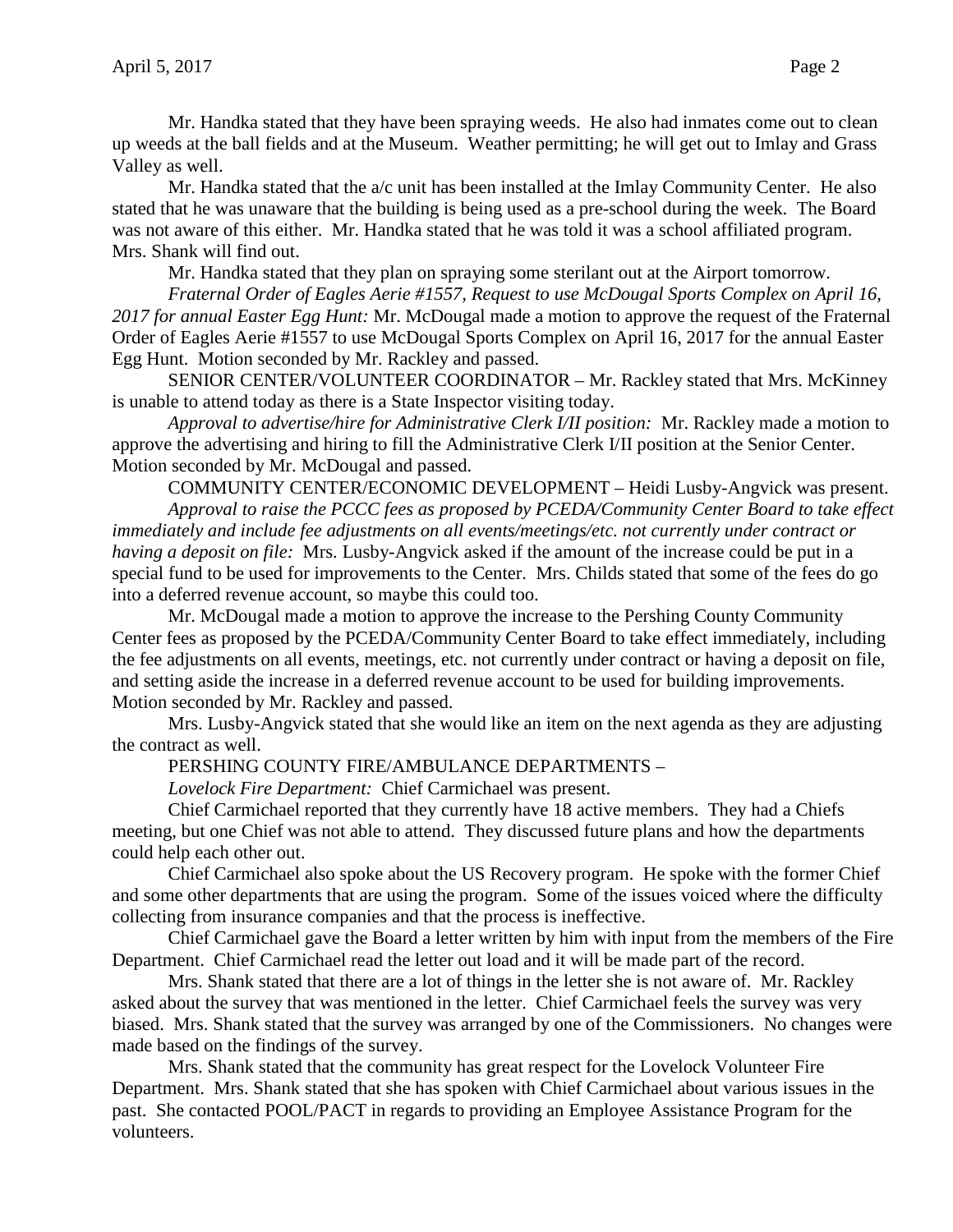Mr. Handka stated that they have been spraying weeds. He also had inmates come out to clean up weeds at the ball fields and at the Museum. Weather permitting; he will get out to Imlay and Grass Valley as well.

Mr. Handka stated that the a/c unit has been installed at the Imlay Community Center. He also stated that he was unaware that the building is being used as a pre-school during the week. The Board was not aware of this either. Mr. Handka stated that he was told it was a school affiliated program. Mrs. Shank will find out.

Mr. Handka stated that they plan on spraying some sterilant out at the Airport tomorrow.

*Fraternal Order of Eagles Aerie #1557, Request to use McDougal Sports Complex on April 16, 2017 for annual Easter Egg Hunt:* Mr. McDougal made a motion to approve the request of the Fraternal Order of Eagles Aerie #1557 to use McDougal Sports Complex on April 16, 2017 for the annual Easter Egg Hunt. Motion seconded by Mr. Rackley and passed.

SENIOR CENTER/VOLUNTEER COORDINATOR – Mr. Rackley stated that Mrs. McKinney is unable to attend today as there is a State Inspector visiting today.

*Approval to advertise/hire for Administrative Clerk I/II position:* Mr. Rackley made a motion to approve the advertising and hiring to fill the Administrative Clerk I/II position at the Senior Center. Motion seconded by Mr. McDougal and passed.

COMMUNITY CENTER/ECONOMIC DEVELOPMENT – Heidi Lusby-Angvick was present.

*Approval to raise the PCCC fees as proposed by PCEDA/Community Center Board to take effect immediately and include fee adjustments on all events/meetings/etc. not currently under contract or having a deposit on file:* Mrs. Lusby-Angvick asked if the amount of the increase could be put in a special fund to be used for improvements to the Center. Mrs. Childs stated that some of the fees do go into a deferred revenue account, so maybe this could too.

Mr. McDougal made a motion to approve the increase to the Pershing County Community Center fees as proposed by the PCEDA/Community Center Board to take effect immediately, including the fee adjustments on all events, meetings, etc. not currently under contract or having a deposit on file, and setting aside the increase in a deferred revenue account to be used for building improvements. Motion seconded by Mr. Rackley and passed.

Mrs. Lusby-Angvick stated that she would like an item on the next agenda as they are adjusting the contract as well.

PERSHING COUNTY FIRE/AMBULANCE DEPARTMENTS –

*Lovelock Fire Department:* Chief Carmichael was present.

Chief Carmichael reported that they currently have 18 active members. They had a Chiefs meeting, but one Chief was not able to attend. They discussed future plans and how the departments could help each other out.

Chief Carmichael also spoke about the US Recovery program. He spoke with the former Chief and some other departments that are using the program. Some of the issues voiced where the difficulty collecting from insurance companies and that the process is ineffective.

Chief Carmichael gave the Board a letter written by him with input from the members of the Fire Department. Chief Carmichael read the letter out load and it will be made part of the record.

Mrs. Shank stated that there are a lot of things in the letter she is not aware of. Mr. Rackley asked about the survey that was mentioned in the letter. Chief Carmichael feels the survey was very biased. Mrs. Shank stated that the survey was arranged by one of the Commissioners. No changes were made based on the findings of the survey.

Mrs. Shank stated that the community has great respect for the Lovelock Volunteer Fire Department. Mrs. Shank stated that she has spoken with Chief Carmichael about various issues in the past. She contacted POOL/PACT in regards to providing an Employee Assistance Program for the volunteers.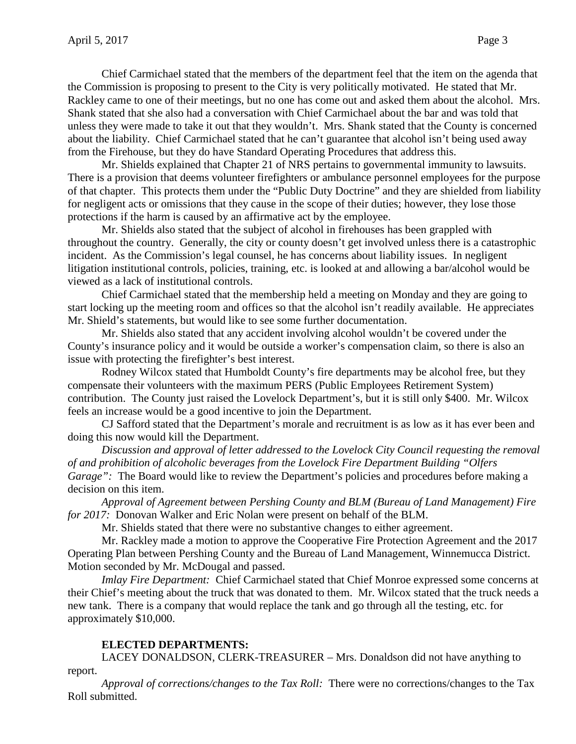Chief Carmichael stated that the members of the department feel that the item on the agenda that the Commission is proposing to present to the City is very politically motivated. He stated that Mr. Rackley came to one of their meetings, but no one has come out and asked them about the alcohol. Mrs. Shank stated that she also had a conversation with Chief Carmichael about the bar and was told that unless they were made to take it out that they wouldn't. Mrs. Shank stated that the County is concerned about the liability. Chief Carmichael stated that he can't guarantee that alcohol isn't being used away from the Firehouse, but they do have Standard Operating Procedures that address this.

Mr. Shields explained that Chapter 21 of NRS pertains to governmental immunity to lawsuits. There is a provision that deems volunteer firefighters or ambulance personnel employees for the purpose of that chapter. This protects them under the "Public Duty Doctrine" and they are shielded from liability for negligent acts or omissions that they cause in the scope of their duties; however, they lose those protections if the harm is caused by an affirmative act by the employee.

Mr. Shields also stated that the subject of alcohol in firehouses has been grappled with throughout the country. Generally, the city or county doesn't get involved unless there is a catastrophic incident. As the Commission's legal counsel, he has concerns about liability issues. In negligent litigation institutional controls, policies, training, etc. is looked at and allowing a bar/alcohol would be viewed as a lack of institutional controls.

Chief Carmichael stated that the membership held a meeting on Monday and they are going to start locking up the meeting room and offices so that the alcohol isn't readily available. He appreciates Mr. Shield's statements, but would like to see some further documentation.

Mr. Shields also stated that any accident involving alcohol wouldn't be covered under the County's insurance policy and it would be outside a worker's compensation claim, so there is also an issue with protecting the firefighter's best interest.

Rodney Wilcox stated that Humboldt County's fire departments may be alcohol free, but they compensate their volunteers with the maximum PERS (Public Employees Retirement System) contribution. The County just raised the Lovelock Department's, but it is still only $400. Mr. Wilcox feels an increase would be a good incentive to join the Department.

CJ Safford stated that the Department's morale and recruitment is as low as it has ever been and doing this now would kill the Department.

*Discussion and approval of letter addressed to the Lovelock City Council requesting the removal of and prohibition of alcoholic beverages from the Lovelock Fire Department Building "Olfers Garage":* The Board would like to review the Department's policies and procedures before making a decision on this item.

*Approval of Agreement between Pershing County and BLM (Bureau of Land Management) Fire for 2017:* Donovan Walker and Eric Nolan were present on behalf of the BLM.

Mr. Shields stated that there were no substantive changes to either agreement.

Mr. Rackley made a motion to approve the Cooperative Fire Protection Agreement and the 2017 Operating Plan between Pershing County and the Bureau of Land Management, Winnemucca District. Motion seconded by Mr. McDougal and passed.

*Imlay Fire Department:* Chief Carmichael stated that Chief Monroe expressed some concerns at their Chief's meeting about the truck that was donated to them. Mr. Wilcox stated that the truck needs a new tank. There is a company that would replace the tank and go through all the testing, etc. for approximately $10,000.

**ELECTED DEPARTMENTS:**

LACEY DONALDSON, CLERK-TREASURER – Mrs. Donaldson did not have anything to report.

*Approval of corrections/changes to the Tax Roll:* There were no corrections/changes to the Tax Roll submitted.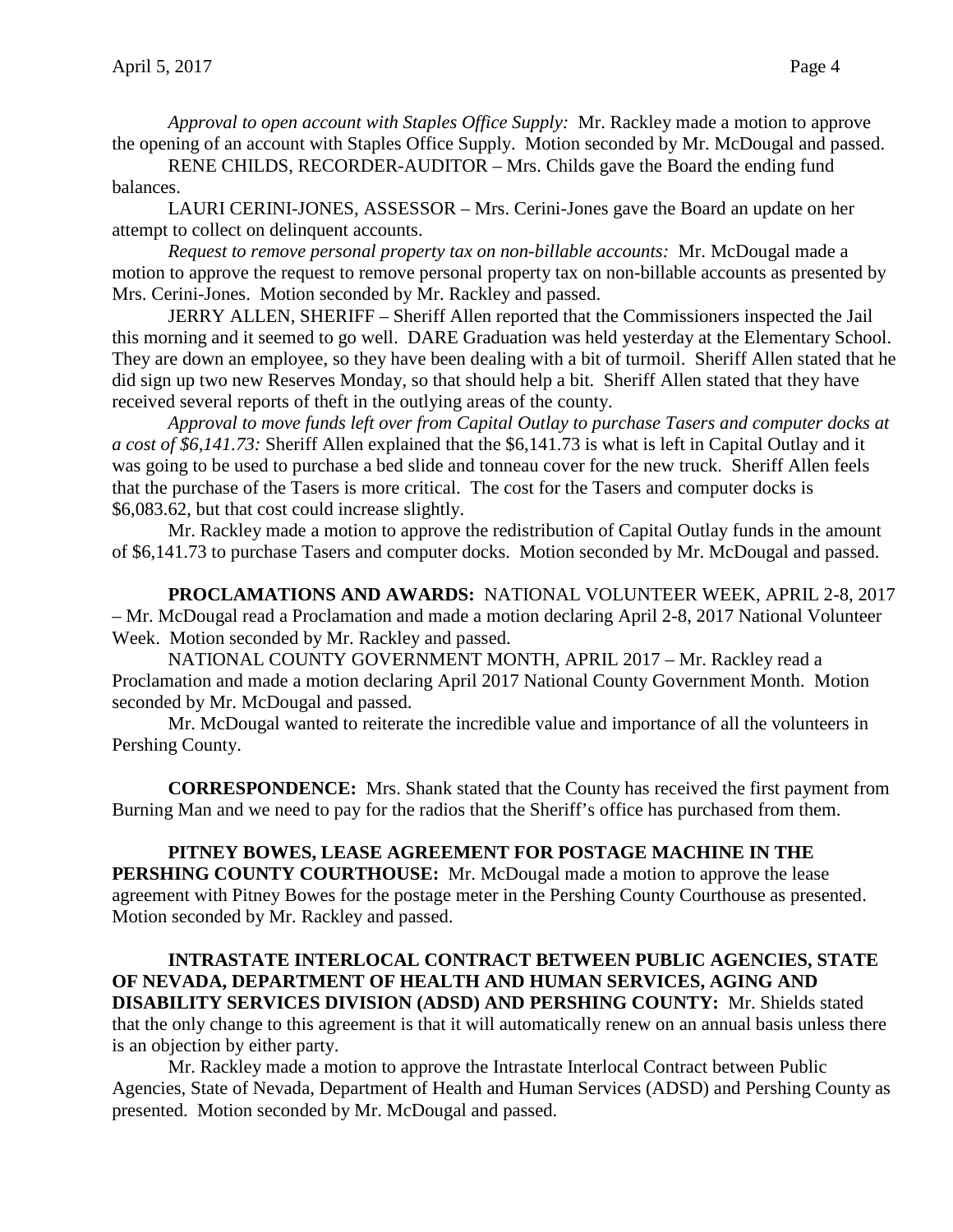*Approval to open account with Staples Office Supply:* Mr. Rackley made a motion to approve the opening of an account with Staples Office Supply. Motion seconded by Mr. McDougal and passed.

RENE CHILDS, RECORDER-AUDITOR – Mrs. Childs gave the Board the ending fund balances.

LAURI CERINI-JONES, ASSESSOR – Mrs. Cerini-Jones gave the Board an update on her attempt to collect on delinquent accounts.

*Request to remove personal property tax on non-billable accounts:* Mr. McDougal made a motion to approve the request to remove personal property tax on non-billable accounts as presented by Mrs. Cerini-Jones. Motion seconded by Mr. Rackley and passed.

JERRY ALLEN, SHERIFF – Sheriff Allen reported that the Commissioners inspected the Jail this morning and it seemed to go well. DARE Graduation was held yesterday at the Elementary School. They are down an employee, so they have been dealing with a bit of turmoil. Sheriff Allen stated that he did sign up two new Reserves Monday, so that should help a bit. Sheriff Allen stated that they have received several reports of theft in the outlying areas of the county.

*Approval to move funds left over from Capital Outlay to purchase Tasers and computer docks at a cost of $6,141.73:* Sheriff Allen explained that the $6,141.73 is what is left in Capital Outlay and it was going to be used to purchase a bed slide and tonneau cover for the new truck. Sheriff Allen feels that the purchase of the Tasers is more critical. The cost for the Tasers and computer docks is $6,083.62, but that cost could increase slightly.

Mr. Rackley made a motion to approve the redistribution of Capital Outlay funds in the amount of $6,141.73 to purchase Tasers and computer docks. Motion seconded by Mr. McDougal and passed.

**PROCLAMATIONS AND AWARDS:** NATIONAL VOLUNTEER WEEK, APRIL 2-8, 2017 – Mr. McDougal read a Proclamation and made a motion declaring April 2-8, 2017 National Volunteer Week. Motion seconded by Mr. Rackley and passed.

NATIONAL COUNTY GOVERNMENT MONTH, APRIL 2017 – Mr. Rackley read a Proclamation and made a motion declaring April 2017 National County Government Month. Motion seconded by Mr. McDougal and passed.

Mr. McDougal wanted to reiterate the incredible value and importance of all the volunteers in Pershing County.

**CORRESPONDENCE:** Mrs. Shank stated that the County has received the first payment from Burning Man and we need to pay for the radios that the Sheriff's office has purchased from them.

**PITNEY BOWES, LEASE AGREEMENT FOR POSTAGE MACHINE IN THE PERSHING COUNTY COURTHOUSE:** Mr. McDougal made a motion to approve the lease agreement with Pitney Bowes for the postage meter in the Pershing County Courthouse as presented. Motion seconded by Mr. Rackley and passed.

**INTRASTATE INTERLOCAL CONTRACT BETWEEN PUBLIC AGENCIES, STATE OF NEVADA, DEPARTMENT OF HEALTH AND HUMAN SERVICES, AGING AND DISABILITY SERVICES DIVISION (ADSD) AND PERSHING COUNTY:** Mr. Shields stated that the only change to this agreement is that it will automatically renew on an annual basis unless there is an objection by either party.

Mr. Rackley made a motion to approve the Intrastate Interlocal Contract between Public Agencies, State of Nevada, Department of Health and Human Services (ADSD) and Pershing County as presented. Motion seconded by Mr. McDougal and passed.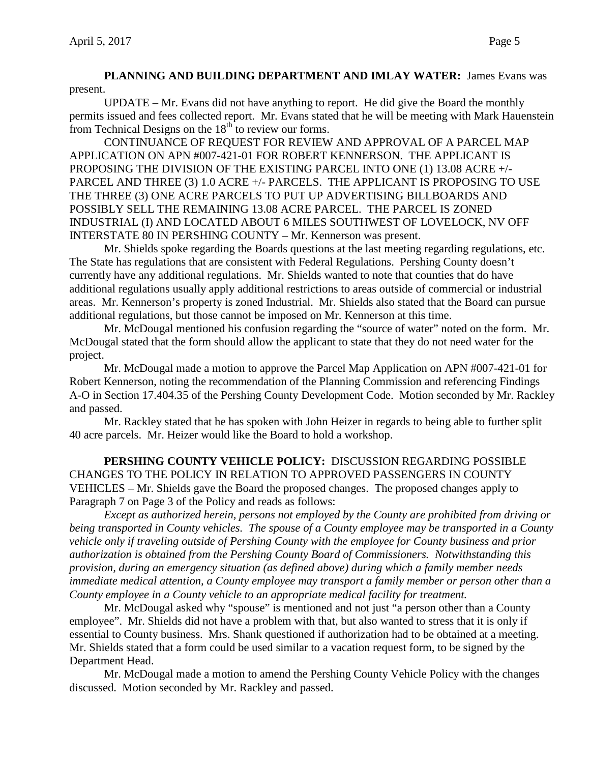**PLANNING AND BUILDING DEPARTMENT AND IMLAY WATER:** James Evans was present.

UPDATE – Mr. Evans did not have anything to report. He did give the Board the monthly permits issued and fees collected report. Mr. Evans stated that he will be meeting with Mark Hauenstein from Technical Designs on the 18th to review our forms.

CONTINUANCE OF REQUEST FOR REVIEW AND APPROVAL OF A PARCEL MAP APPLICATION ON APN #007-421-01 FOR ROBERT KENNERSON. THE APPLICANT IS PROPOSING THE DIVISION OF THE EXISTING PARCEL INTO ONE (1) 13.08 ACRE +/- PARCEL AND THREE (3) 1.0 ACRE +/- PARCELS. THE APPLICANT IS PROPOSING TO USE THE THREE (3) ONE ACRE PARCELS TO PUT UP ADVERTISING BILLBOARDS AND POSSIBLY SELL THE REMAINING 13.08 ACRE PARCEL. THE PARCEL IS ZONED INDUSTRIAL (I) AND LOCATED ABOUT 6 MILES SOUTHWEST OF LOVELOCK, NV OFF INTERSTATE 80 IN PERSHING COUNTY – Mr. Kennerson was present.

Mr. Shields spoke regarding the Boards questions at the last meeting regarding regulations, etc. The State has regulations that are consistent with Federal Regulations. Pershing County doesn't currently have any additional regulations. Mr. Shields wanted to note that counties that do have additional regulations usually apply additional restrictions to areas outside of commercial or industrial areas. Mr. Kennerson's property is zoned Industrial. Mr. Shields also stated that the Board can pursue additional regulations, but those cannot be imposed on Mr. Kennerson at this time.

Mr. McDougal mentioned his confusion regarding the "source of water" noted on the form. Mr. McDougal stated that the form should allow the applicant to state that they do not need water for the project.

Mr. McDougal made a motion to approve the Parcel Map Application on APN #007-421-01 for Robert Kennerson, noting the recommendation of the Planning Commission and referencing Findings A-O in Section 17.404.35 of the Pershing County Development Code. Motion seconded by Mr. Rackley and passed.

Mr. Rackley stated that he has spoken with John Heizer in regards to being able to further split 40 acre parcels. Mr. Heizer would like the Board to hold a workshop.

**PERSHING COUNTY VEHICLE POLICY:** DISCUSSION REGARDING POSSIBLE CHANGES TO THE POLICY IN RELATION TO APPROVED PASSENGERS IN COUNTY VEHICLES – Mr. Shields gave the Board the proposed changes. The proposed changes apply to Paragraph 7 on Page 3 of the Policy and reads as follows:

*Except as authorized herein, persons not employed by the County are prohibited from driving or being transported in County vehicles. The spouse of a County employee may be transported in a County vehicle only if traveling outside of Pershing County with the employee for County business and prior authorization is obtained from the Pershing County Board of Commissioners. Notwithstanding this provision, during an emergency situation (as defined above) during which a family member needs immediate medical attention, a County employee may transport a family member or person other than a County employee in a County vehicle to an appropriate medical facility for treatment.*

Mr. McDougal asked why "spouse" is mentioned and not just "a person other than a County employee". Mr. Shields did not have a problem with that, but also wanted to stress that it is only if essential to County business. Mrs. Shank questioned if authorization had to be obtained at a meeting. Mr. Shields stated that a form could be used similar to a vacation request form, to be signed by the Department Head.

Mr. McDougal made a motion to amend the Pershing County Vehicle Policy with the changes discussed. Motion seconded by Mr. Rackley and passed.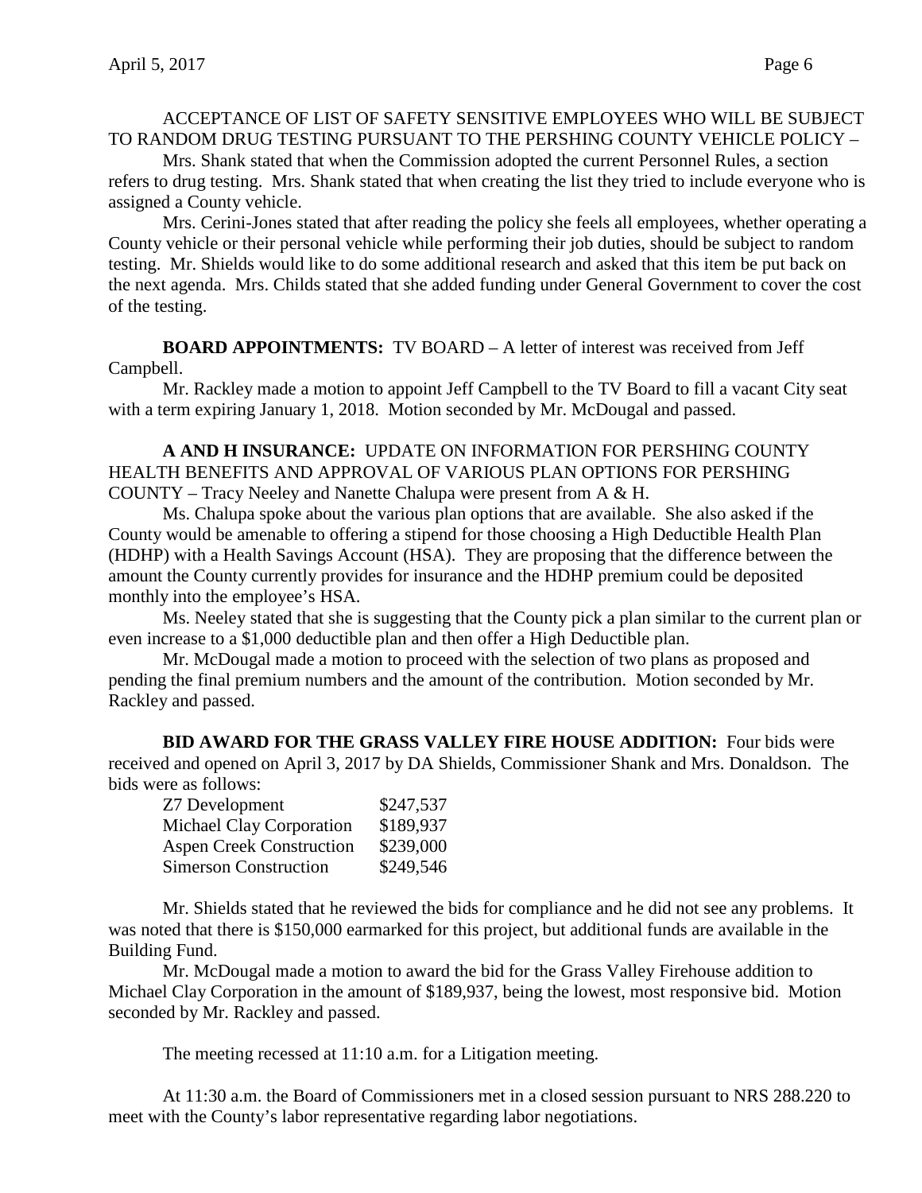ACCEPTANCE OF LIST OF SAFETY SENSITIVE EMPLOYEES WHO WILL BE SUBJECT TO RANDOM DRUG TESTING PURSUANT TO THE PERSHING COUNTY VEHICLE POLICY –

Mrs. Shank stated that when the Commission adopted the current Personnel Rules, a section refers to drug testing. Mrs. Shank stated that when creating the list they tried to include everyone who is assigned a County vehicle.

Mrs. Cerini-Jones stated that after reading the policy she feels all employees, whether operating a County vehicle or their personal vehicle while performing their job duties, should be subject to random testing. Mr. Shields would like to do some additional research and asked that this item be put back on the next agenda. Mrs. Childs stated that she added funding under General Government to cover the cost of the testing.

**BOARD APPOINTMENTS:** TV BOARD – A letter of interest was received from Jeff Campbell.

Mr. Rackley made a motion to appoint Jeff Campbell to the TV Board to fill a vacant City seat with a term expiring January 1, 2018. Motion seconded by Mr. McDougal and passed.

**A AND H INSURANCE:** UPDATE ON INFORMATION FOR PERSHING COUNTY HEALTH BENEFITS AND APPROVAL OF VARIOUS PLAN OPTIONS FOR PERSHING COUNTY – Tracy Neeley and Nanette Chalupa were present from A & H.

Ms. Chalupa spoke about the various plan options that are available. She also asked if the County would be amenable to offering a stipend for those choosing a High Deductible Health Plan (HDHP) with a Health Savings Account (HSA). They are proposing that the difference between the amount the County currently provides for insurance and the HDHP premium could be deposited monthly into the employee's HSA.

Ms. Neeley stated that she is suggesting that the County pick a plan similar to the current plan or even increase to a $1,000 deductible plan and then offer a High Deductible plan.

Mr. McDougal made a motion to proceed with the selection of two plans as proposed and pending the final premium numbers and the amount of the contribution. Motion seconded by Mr. Rackley and passed.

**BID AWARD FOR THE GRASS VALLEY FIRE HOUSE ADDITION:** Four bids were received and opened on April 3, 2017 by DA Shields, Commissioner Shank and Mrs. Donaldson. The bids were as follows:

| | |
|---|---|
| Z7 Development | $247,537 |
| Michael Clay Corporation | $189,937 |
| Aspen Creek Construction | $239,000 |
| Simerson Construction | $249,546 |

Mr. Shields stated that he reviewed the bids for compliance and he did not see any problems. It was noted that there is $150,000 earmarked for this project, but additional funds are available in the Building Fund.

Mr. McDougal made a motion to award the bid for the Grass Valley Firehouse addition to Michael Clay Corporation in the amount of $189,937, being the lowest, most responsive bid. Motion seconded by Mr. Rackley and passed.

The meeting recessed at 11:10 a.m. for a Litigation meeting.

At 11:30 a.m. the Board of Commissioners met in a closed session pursuant to NRS 288.220 to meet with the County's labor representative regarding labor negotiations.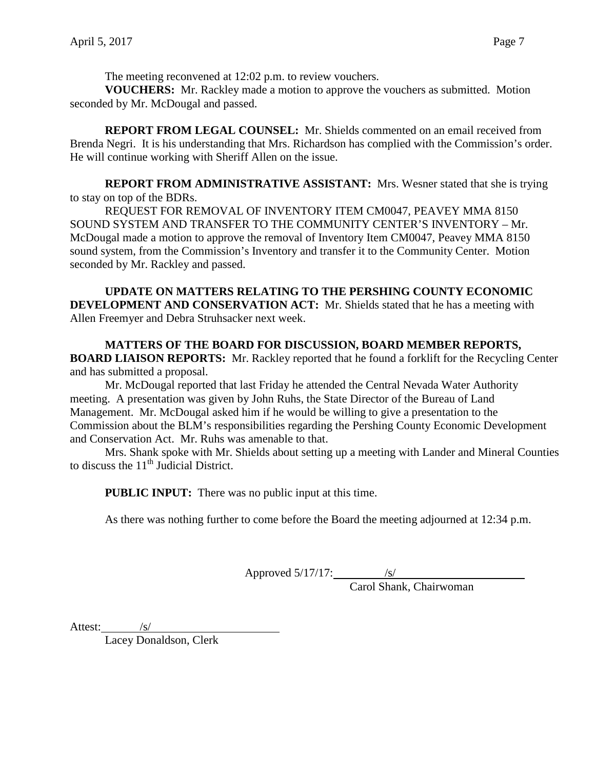The meeting reconvened at 12:02 p.m. to review vouchers.

**VOUCHERS:** Mr. Rackley made a motion to approve the vouchers as submitted. Motion seconded by Mr. McDougal and passed.

**REPORT FROM LEGAL COUNSEL:** Mr. Shields commented on an email received from Brenda Negri. It is his understanding that Mrs. Richardson has complied with the Commission's order. He will continue working with Sheriff Allen on the issue.

**REPORT FROM ADMINISTRATIVE ASSISTANT:** Mrs. Wesner stated that she is trying to stay on top of the BDRs.

REQUEST FOR REMOVAL OF INVENTORY ITEM CM0047, PEAVEY MMA 8150 SOUND SYSTEM AND TRANSFER TO THE COMMUNITY CENTER'S INVENTORY – Mr. McDougal made a motion to approve the removal of Inventory Item CM0047, Peavey MMA 8150 sound system, from the Commission's Inventory and transfer it to the Community Center. Motion seconded by Mr. Rackley and passed.

**UPDATE ON MATTERS RELATING TO THE PERSHING COUNTY ECONOMIC DEVELOPMENT AND CONSERVATION ACT:** Mr. Shields stated that he has a meeting with Allen Freemyer and Debra Struhsacker next week.

**MATTERS OF THE BOARD FOR DISCUSSION, BOARD MEMBER REPORTS, BOARD LIAISON REPORTS:** Mr. Rackley reported that he found a forklift for the Recycling Center and has submitted a proposal.

Mr. McDougal reported that last Friday he attended the Central Nevada Water Authority meeting. A presentation was given by John Ruhs, the State Director of the Bureau of Land Management. Mr. McDougal asked him if he would be willing to give a presentation to the Commission about the BLM's responsibilities regarding the Pershing County Economic Development and Conservation Act. Mr. Ruhs was amenable to that.

Mrs. Shank spoke with Mr. Shields about setting up a meeting with Lander and Mineral Counties to discuss the 11th Judicial District.

**PUBLIC INPUT:** There was no public input at this time.

As there was nothing further to come before the Board the meeting adjourned at 12:34 p.m.

Approved 5/17/17: /s/
Carol Shank, Chairwoman

Attest: /s/
Lacey Donaldson, Clerk